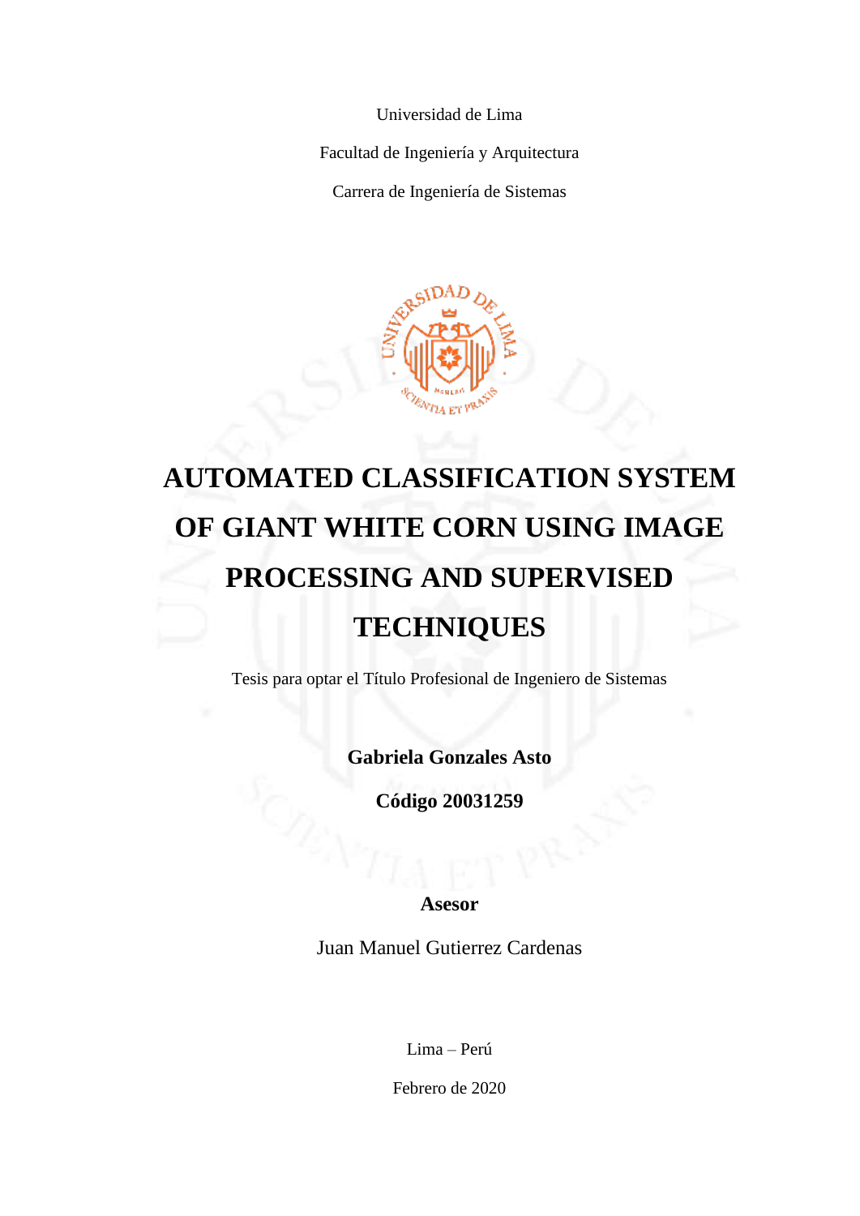Universidad de Lima

Facultad de Ingeniería y Arquitectura

Carrera de Ingeniería de Sistemas

# AUTOMATED CLASSIFICATION SYSTEM OF GIANT WHITE CORN USING IMAGE PROCESSING AND SUPERVISED TECHNIQUES

Tesis para optar el Título Profesional de Ingeniero de Sistemas

**Gabriela Gonzales Asto**

**Código 20031259**

**Asesor**

Juan Manuel Gutierrez Cardenas

Lima – Perú

Febrero de 2020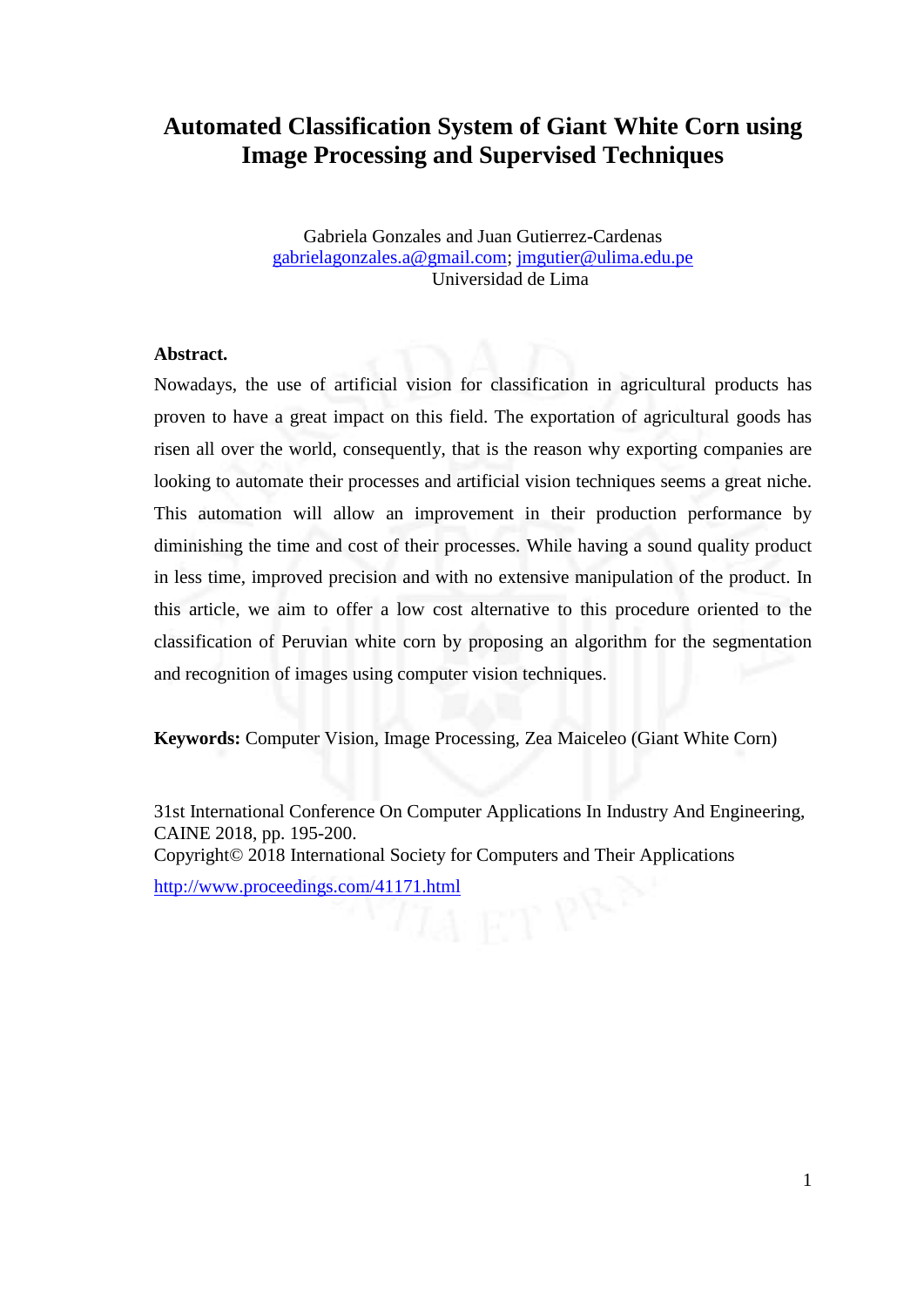# Automated Classification System of Giant White Corn using Image Processing and Supervised Techniques

Gabriela Gonzales and Juan Gutierrez-Cardenas
gabrielagonzales.a@gmail.com; jmgutier@ulima.edu.pe
Universidad de Lima

**Abstract.**

Nowadays, the use of artificial vision for classification in agricultural products has proven to have a great impact on this field. The exportation of agricultural goods has risen all over the world, consequently, that is the reason why exporting companies are looking to automate their processes and artificial vision techniques seems a great niche. This automation will allow an improvement in their production performance by diminishing the time and cost of their processes. While having a sound quality product in less time, improved precision and with no extensive manipulation of the product. In this article, we aim to offer a low cost alternative to this procedure oriented to the classification of Peruvian white corn by proposing an algorithm for the segmentation and recognition of images using computer vision techniques.

**Keywords:** Computer Vision, Image Processing, Zea Maiceleo (Giant White Corn)

31st International Conference On Computer Applications In Industry And Engineering, CAINE 2018, pp. 195-200.
Copyright© 2018 International Society for Computers and Their Applications
http://www.proceedings.com/41171.html